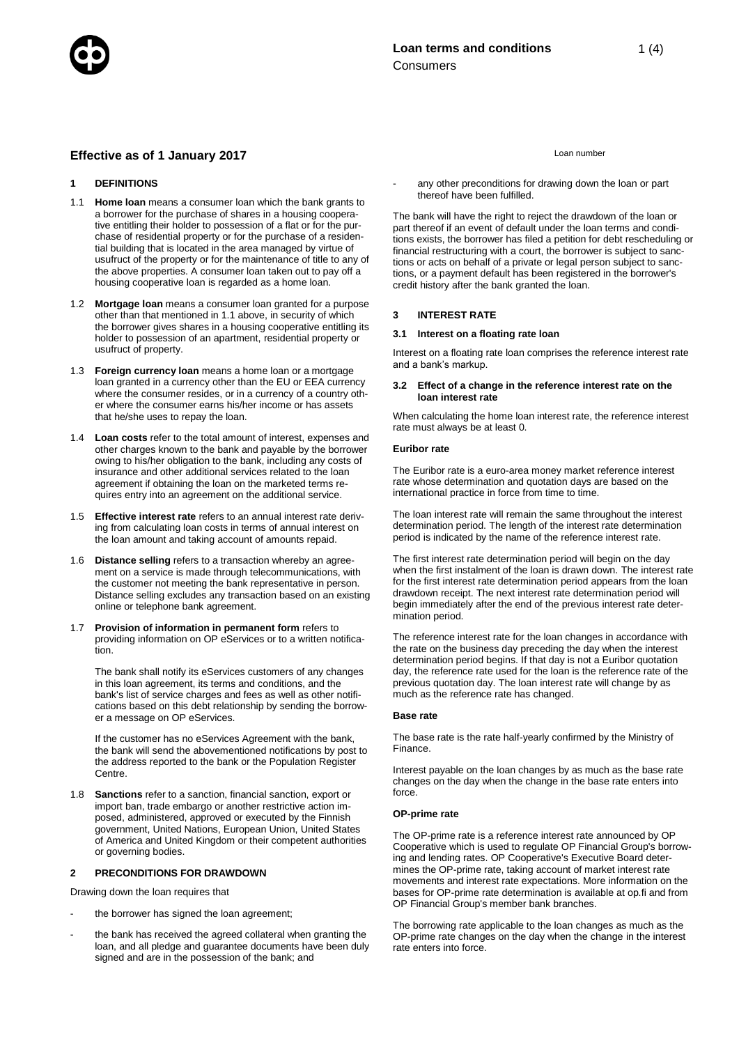# Loan terms and conditions

Consumers

## Effective as of 1 January 2017

Loan number

### 1 DEFINITIONS

1.1 **Home loan** means a consumer loan which the bank grants to a borrower for the purchase of shares in a housing cooperative entitling their holder to possession of a flat or for the purchase of residential property or for the purchase of a residential building that is located in the area managed by virtue of usufruct of the property or for the maintenance of title to any of the above properties. A consumer loan taken out to pay off a housing cooperative loan is regarded as a home loan.

1.2 **Mortgage loan** means a consumer loan granted for a purpose other than that mentioned in 1.1 above, in security of which the borrower gives shares in a housing cooperative entitling its holder to possession of an apartment, residential property or usufruct of property.

1.3 **Foreign currency loan** means a home loan or a mortgage loan granted in a currency other than the EU or EEA currency where the consumer resides, or in a currency of a country other where the consumer earns his/her income or has assets that he/she uses to repay the loan.

1.4 **Loan costs** refer to the total amount of interest, expenses and other charges known to the bank and payable by the borrower owing to his/her obligation to the bank, including any costs of insurance and other additional services related to the loan agreement if obtaining the loan on the marketed terms requires entry into an agreement on the additional service.

1.5 **Effective interest rate** refers to an annual interest rate deriving from calculating loan costs in terms of annual interest on the loan amount and taking account of amounts repaid.

1.6 **Distance selling** refers to a transaction whereby an agreement on a service is made through telecommunications, with the customer not meeting the bank representative in person. Distance selling excludes any transaction based on an existing online or telephone bank agreement.

1.7 **Provision of information in permanent form** refers to providing information on OP eServices or to a written notification.

The bank shall notify its eServices customers of any changes in this loan agreement, its terms and conditions, and the bank's list of service charges and fees as well as other notifications based on this debt relationship by sending the borrower a message on OP eServices.

If the customer has no eServices Agreement with the bank, the bank will send the abovementioned notifications by post to the address reported to the bank or the Population Register Centre.

1.8 **Sanctions** refer to a sanction, financial sanction, export or import ban, trade embargo or another restrictive action imposed, administered, approved or executed by the Finnish government, United Nations, European Union, United States of America and United Kingdom or their competent authorities or governing bodies.

### 2 PRECONDITIONS FOR DRAWDOWN

Drawing down the loan requires that

- the borrower has signed the loan agreement;
- the bank has received the agreed collateral when granting the loan, and all pledge and guarantee documents have been duly signed and are in the possession of the bank; and
- any other preconditions for drawing down the loan or part thereof have been fulfilled.

The bank will have the right to reject the drawdown of the loan or part thereof if an event of default under the loan terms and conditions exists, the borrower has filed a petition for debt rescheduling or financial restructuring with a court, the borrower is subject to sanctions or acts on behalf of a private or legal person subject to sanctions, or a payment default has been registered in the borrower's credit history after the bank granted the loan.

### 3 INTEREST RATE

#### 3.1 Interest on a floating rate loan

Interest on a floating rate loan comprises the reference interest rate and a bank's markup.

#### 3.2 Effect of a change in the reference interest rate on the loan interest rate

When calculating the home loan interest rate, the reference interest rate must always be at least 0.

**Euribor rate**

The Euribor rate is a euro-area money market reference interest rate whose determination and quotation days are based on the international practice in force from time to time.

The loan interest rate will remain the same throughout the interest determination period. The length of the interest rate determination period is indicated by the name of the reference interest rate.

The first interest rate determination period will begin on the day when the first instalment of the loan is drawn down. The interest rate for the first interest rate determination period appears from the loan drawdown receipt. The next interest rate determination period will begin immediately after the end of the previous interest rate determination period.

The reference interest rate for the loan changes in accordance with the rate on the business day preceding the day when the interest determination period begins. If that day is not a Euribor quotation day, the reference rate used for the loan is the reference rate of the previous quotation day. The loan interest rate will change by as much as the reference rate has changed.

**Base rate**

The base rate is the rate half-yearly confirmed by the Ministry of Finance.

Interest payable on the loan changes by as much as the base rate changes on the day when the change in the base rate enters into force.

**OP-prime rate**

The OP-prime rate is a reference interest rate announced by OP Cooperative which is used to regulate OP Financial Group's borrowing and lending rates. OP Cooperative's Executive Board determines the OP-prime rate, taking account of market interest rate movements and interest rate expectations. More information on the bases for OP-prime rate determination is available at op.fi and from OP Financial Group's member bank branches.

The borrowing rate applicable to the loan changes as much as the OP-prime rate changes on the day when the change in the interest rate enters into force.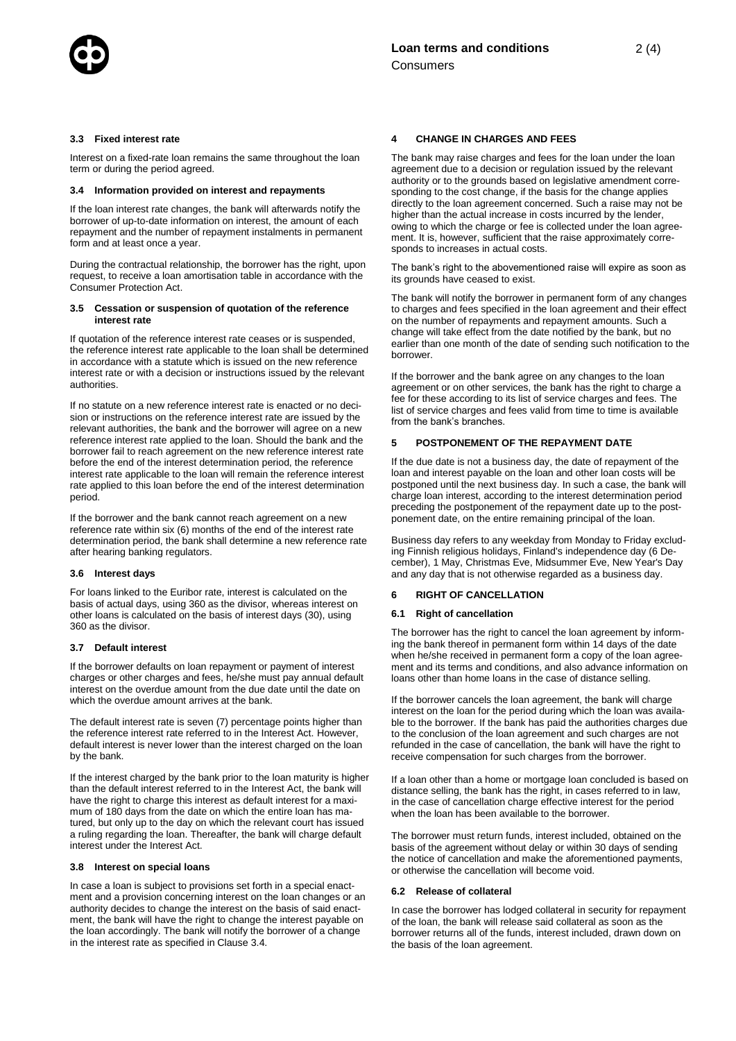### 3.3 Fixed interest rate

Interest on a fixed-rate loan remains the same throughout the loan term or during the period agreed.

### 3.4 Information provided on interest and repayments

If the loan interest rate changes, the bank will afterwards notify the borrower of up-to-date information on interest, the amount of each repayment and the number of repayment instalments in permanent form and at least once a year.

During the contractual relationship, the borrower has the right, upon request, to receive a loan amortisation table in accordance with the Consumer Protection Act.

### 3.5 Cessation or suspension of quotation of the reference interest rate

If quotation of the reference interest rate ceases or is suspended, the reference interest rate applicable to the loan shall be determined in accordance with a statute which is issued on the new reference interest rate or with a decision or instructions issued by the relevant authorities.

If no statute on a new reference interest rate is enacted or no decision or instructions on the reference interest rate are issued by the relevant authorities, the bank and the borrower will agree on a new reference interest rate applied to the loan. Should the bank and the borrower fail to reach agreement on the new reference interest rate before the end of the interest determination period, the reference interest rate applicable to the loan will remain the reference interest rate applied to this loan before the end of the interest determination period.

If the borrower and the bank cannot reach agreement on a new reference rate within six (6) months of the end of the interest rate determination period, the bank shall determine a new reference rate after hearing banking regulators.

### 3.6 Interest days

For loans linked to the Euribor rate, interest is calculated on the basis of actual days, using 360 as the divisor, whereas interest on other loans is calculated on the basis of interest days (30), using 360 as the divisor.

### 3.7 Default interest

If the borrower defaults on loan repayment or payment of interest charges or other charges and fees, he/she must pay annual default interest on the overdue amount from the due date until the date on which the overdue amount arrives at the bank.

The default interest rate is seven (7) percentage points higher than the reference interest rate referred to in the Interest Act. However, default interest is never lower than the interest charged on the loan by the bank.

If the interest charged by the bank prior to the loan maturity is higher than the default interest referred to in the Interest Act, the bank will have the right to charge this interest as default interest for a maximum of 180 days from the date on which the entire loan has matured, but only up to the day on which the relevant court has issued a ruling regarding the loan. Thereafter, the bank will charge default interest under the Interest Act.

### 3.8 Interest on special loans

In case a loan is subject to provisions set forth in a special enactment and a provision concerning interest on the loan changes or an authority decides to change the interest on the basis of said enactment, the bank will have the right to change the interest payable on the loan accordingly. The bank will notify the borrower of a change in the interest rate as specified in Clause 3.4.

## 4 CHANGE IN CHARGES AND FEES

The bank may raise charges and fees for the loan under the loan agreement due to a decision or regulation issued by the relevant authority or to the grounds based on legislative amendment corresponding to the cost change, if the basis for the change applies directly to the loan agreement concerned. Such a raise may not be higher than the actual increase in costs incurred by the lender, owing to which the charge or fee is collected under the loan agreement. It is, however, sufficient that the raise approximately corresponds to increases in actual costs.

The bank's right to the abovementioned raise will expire as soon as its grounds have ceased to exist.

The bank will notify the borrower in permanent form of any changes to charges and fees specified in the loan agreement and their effect on the number of repayments and repayment amounts. Such a change will take effect from the date notified by the bank, but no earlier than one month of the date of sending such notification to the borrower.

If the borrower and the bank agree on any changes to the loan agreement or on other services, the bank has the right to charge a fee for these according to its list of service charges and fees. The list of service charges and fees valid from time to time is available from the bank's branches.

## 5 POSTPONEMENT OF THE REPAYMENT DATE

If the due date is not a business day, the date of repayment of the loan and interest payable on the loan and other loan costs will be postponed until the next business day. In such a case, the bank will charge loan interest, according to the interest determination period preceding the postponement of the repayment date up to the postponement date, on the entire remaining principal of the loan.

Business day refers to any weekday from Monday to Friday excluding Finnish religious holidays, Finland's independence day (6 December), 1 May, Christmas Eve, Midsummer Eve, New Year's Day and any day that is not otherwise regarded as a business day.

## 6 RIGHT OF CANCELLATION

### 6.1 Right of cancellation

The borrower has the right to cancel the loan agreement by informing the bank thereof in permanent form within 14 days of the date when he/she received in permanent form a copy of the loan agreement and its terms and conditions, and also advance information on loans other than home loans in the case of distance selling.

If the borrower cancels the loan agreement, the bank will charge interest on the loan for the period during which the loan was available to the borrower. If the bank has paid the authorities charges due to the conclusion of the loan agreement and such charges are not refunded in the case of cancellation, the bank will have the right to receive compensation for such charges from the borrower.

If a loan other than a home or mortgage loan concluded is based on distance selling, the bank has the right, in cases referred to in law, in the case of cancellation charge effective interest for the period when the loan has been available to the borrower.

The borrower must return funds, interest included, obtained on the basis of the agreement without delay or within 30 days of sending the notice of cancellation and make the aforementioned payments, or otherwise the cancellation will become void.

### 6.2 Release of collateral

In case the borrower has lodged collateral in security for repayment of the loan, the bank will release said collateral as soon as the borrower returns all of the funds, interest included, drawn down on the basis of the loan agreement.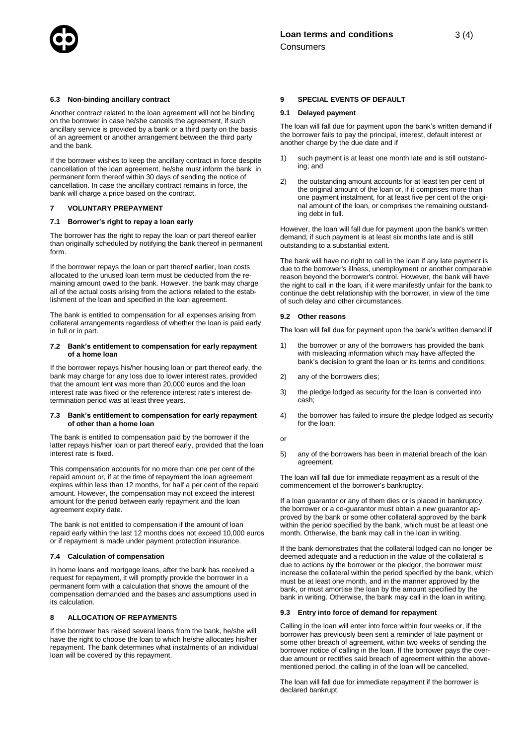### 6.3 Non-binding ancillary contract

Another contract related to the loan agreement will not be binding on the borrower in case he/she cancels the agreement, if such ancillary service is provided by a bank or a third party on the basis of an agreement or another arrangement between the third party and the bank.

If the borrower wishes to keep the ancillary contract in force despite cancellation of the loan agreement, he/she must inform the bank in permanent form thereof within 30 days of sending the notice of cancellation. In case the ancillary contract remains in force, the bank will charge a price based on the contract.

## 7 VOLUNTARY PREPAYMENT

### 7.1 Borrower's right to repay a loan early

The borrower has the right to repay the loan or part thereof earlier than originally scheduled by notifying the bank thereof in permanent form.

If the borrower repays the loan or part thereof earlier, loan costs allocated to the unused loan term must be deducted from the remaining amount owed to the bank. However, the bank may charge all of the actual costs arising from the actions related to the establishment of the loan and specified in the loan agreement.

The bank is entitled to compensation for all expenses arising from collateral arrangements regardless of whether the loan is paid early in full or in part.

### 7.2 Bank's entitlement to compensation for early repayment of a home loan

If the borrower repays his/her housing loan or part thereof early, the bank may charge for any loss due to lower interest rates, provided that the amount lent was more than 20,000 euros and the loan interest rate was fixed or the reference interest rate's interest determination period was at least three years.

### 7.3 Bank's entitlement to compensation for early repayment of other than a home loan

The bank is entitled to compensation paid by the borrower if the latter repays his/her loan or part thereof early, provided that the loan interest rate is fixed.

This compensation accounts for no more than one per cent of the repaid amount or, if at the time of repayment the loan agreement expires within less than 12 months, for half a per cent of the repaid amount. However, the compensation may not exceed the interest amount for the period between early repayment and the loan agreement expiry date.

The bank is not entitled to compensation if the amount of loan repaid early within the last 12 months does not exceed 10,000 euros or if repayment is made under payment protection insurance.

### 7.4 Calculation of compensation

In home loans and mortgage loans, after the bank has received a request for repayment, it will promptly provide the borrower in a permanent form with a calculation that shows the amount of the compensation demanded and the bases and assumptions used in its calculation.

## 8 ALLOCATION OF REPAYMENTS

If the borrower has raised several loans from the bank, he/she will have the right to choose the loan to which he/she allocates his/her repayment. The bank determines what instalments of an individual loan will be covered by this repayment.

## 9 SPECIAL EVENTS OF DEFAULT

### 9.1 Delayed payment

The loan will fall due for payment upon the bank's written demand if the borrower fails to pay the principal, interest, default interest or another charge by the due date and if

1) such payment is at least one month late and is still outstanding; and
2) the outstanding amount accounts for at least ten per cent of the original amount of the loan or, if it comprises more than one payment instalment, for at least five per cent of the original amount of the loan, or comprises the remaining outstanding debt in full.

However, the loan will fall due for payment upon the bank's written demand, if such payment is at least six months late and is still outstanding to a substantial extent.

The bank will have no right to call in the loan if any late payment is due to the borrower's illness, unemployment or another comparable reason beyond the borrower's control. However, the bank will have the right to call in the loan, if it were manifestly unfair for the bank to continue the debt relationship with the borrower, in view of the time of such delay and other circumstances.

### 9.2 Other reasons

The loan will fall due for payment upon the bank's written demand if

1) the borrower or any of the borrowers has provided the bank with misleading information which may have affected the bank's decision to grant the loan or its terms and conditions;
2) any of the borrowers dies;
3) the pledge lodged as security for the loan is converted into cash;
4) the borrower has failed to insure the pledge lodged as security for the loan;

or

5) any of the borrowers has been in material breach of the loan agreement.

The loan will fall due for immediate repayment as a result of the commencement of the borrower's bankruptcy.

If a loan guarantor or any of them dies or is placed in bankruptcy, the borrower or a co-guarantor must obtain a new guarantor approved by the bank or some other collateral approved by the bank within the period specified by the bank, which must be at least one month. Otherwise, the bank may call in the loan in writing.

If the bank demonstrates that the collateral lodged can no longer be deemed adequate and a reduction in the value of the collateral is due to actions by the borrower or the pledgor, the borrower must increase the collateral within the period specified by the bank, which must be at least one month, and in the manner approved by the bank, or must amortise the loan by the amount specified by the bank in writing. Otherwise, the bank may call in the loan in writing.

### 9.3 Entry into force of demand for repayment

Calling in the loan will enter into force within four weeks or, if the borrower has previously been sent a reminder of late payment or some other breach of agreement, within two weeks of sending the borrower notice of calling in the loan. If the borrower pays the overdue amount or rectifies said breach of agreement within the above-mentioned period, the calling in of the loan will be cancelled.

The loan will fall due for immediate repayment if the borrower is declared bankrupt.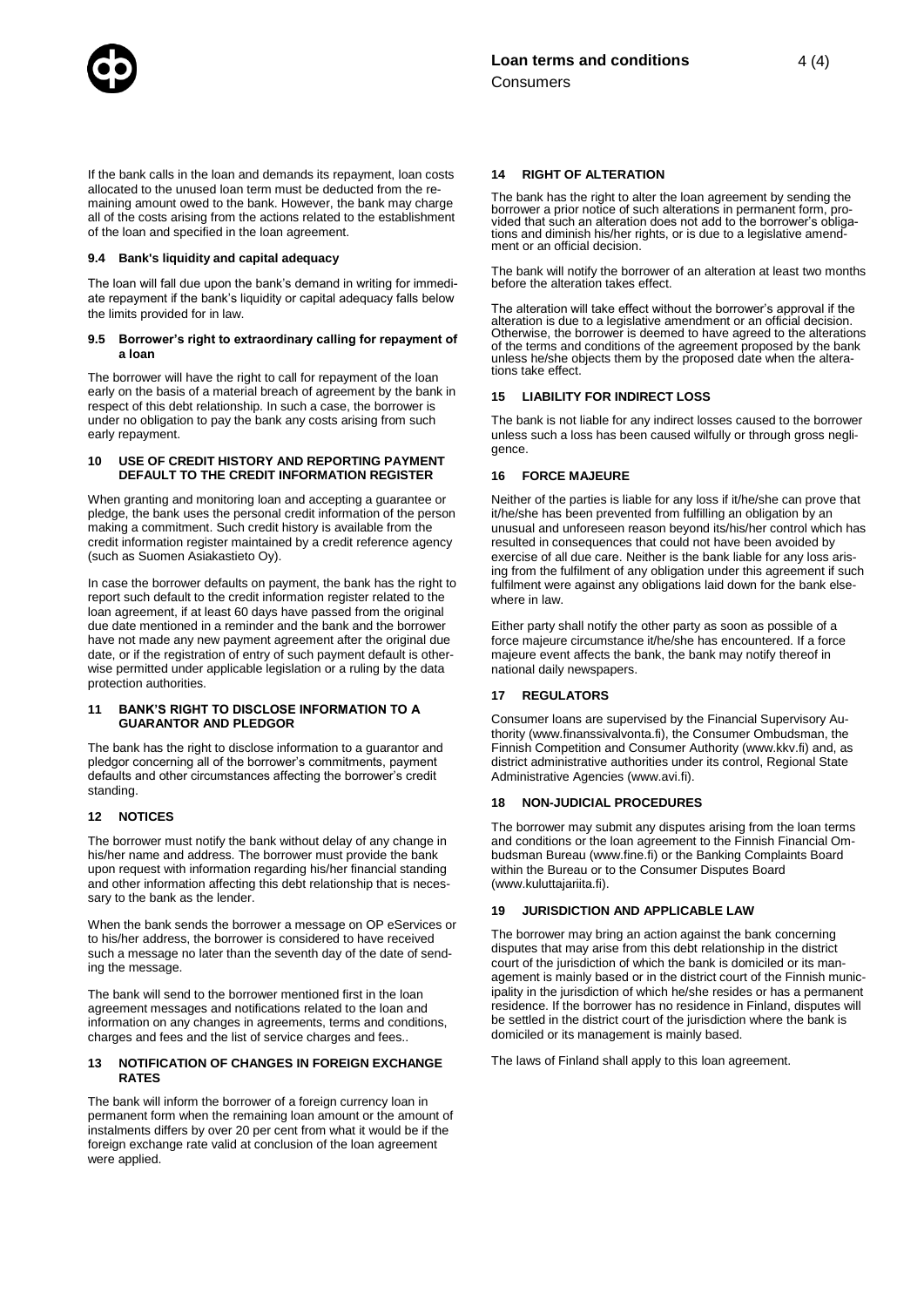If the bank calls in the loan and demands its repayment, loan costs allocated to the unused loan term must be deducted from the remaining amount owed to the bank. However, the bank may charge all of the costs arising from the actions related to the establishment of the loan and specified in the loan agreement.

### 9.4 Bank's liquidity and capital adequacy

The loan will fall due upon the bank's demand in writing for immediate repayment if the bank's liquidity or capital adequacy falls below the limits provided for in law.

### 9.5 Borrower's right to extraordinary calling for repayment of a loan

The borrower will have the right to call for repayment of the loan early on the basis of a material breach of agreement by the bank in respect of this debt relationship. In such a case, the borrower is under no obligation to pay the bank any costs arising from such early repayment.

## 10 USE OF CREDIT HISTORY AND REPORTING PAYMENT DEFAULT TO THE CREDIT INFORMATION REGISTER

When granting and monitoring loan and accepting a guarantee or pledge, the bank uses the personal credit information of the person making a commitment. Such credit history is available from the credit information register maintained by a credit reference agency (such as Suomen Asiakastieto Oy).

In case the borrower defaults on payment, the bank has the right to report such default to the credit information register related to the loan agreement, if at least 60 days have passed from the original due date mentioned in a reminder and the bank and the borrower have not made any new payment agreement after the original due date, or if the registration of entry of such payment default is otherwise permitted under applicable legislation or a ruling by the data protection authorities.

## 11 BANK'S RIGHT TO DISCLOSE INFORMATION TO A GUARANTOR AND PLEDGOR

The bank has the right to disclose information to a guarantor and pledgor concerning all of the borrower's commitments, payment defaults and other circumstances affecting the borrower's credit standing.

## 12 NOTICES

The borrower must notify the bank without delay of any change in his/her name and address. The borrower must provide the bank upon request with information regarding his/her financial standing and other information affecting this debt relationship that is necessary to the bank as the lender.

When the bank sends the borrower a message on OP eServices or to his/her address, the borrower is considered to have received such a message no later than the seventh day of the date of sending the message.

The bank will send to the borrower mentioned first in the loan agreement messages and notifications related to the loan and information on any changes in agreements, terms and conditions, charges and fees and the list of service charges and fees..

## 13 NOTIFICATION OF CHANGES IN FOREIGN EXCHANGE RATES

The bank will inform the borrower of a foreign currency loan in permanent form when the remaining loan amount or the amount of instalments differs by over 20 per cent from what it would be if the foreign exchange rate valid at conclusion of the loan agreement were applied.

## 14 RIGHT OF ALTERATION

The bank has the right to alter the loan agreement by sending the borrower a prior notice of such alterations in permanent form, provided that such an alteration does not add to the borrower's obligations and diminish his/her rights, or is due to a legislative amendment or an official decision.

The bank will notify the borrower of an alteration at least two months before the alteration takes effect.

The alteration will take effect without the borrower's approval if the alteration is due to a legislative amendment or an official decision. Otherwise, the borrower is deemed to have agreed to the alterations of the terms and conditions of the agreement proposed by the bank unless he/she objects them by the proposed date when the alterations take effect.

## 15 LIABILITY FOR INDIRECT LOSS

The bank is not liable for any indirect losses caused to the borrower unless such a loss has been caused wilfully or through gross negligence.

## 16 FORCE MAJEURE

Neither of the parties is liable for any loss if it/he/she can prove that it/he/she has been prevented from fulfilling an obligation by an unusual and unforeseen reason beyond its/his/her control which has resulted in consequences that could not have been avoided by exercise of all due care. Neither is the bank liable for any loss arising from the fulfilment of any obligation under this agreement if such fulfilment were against any obligations laid down for the bank elsewhere in law.

Either party shall notify the other party as soon as possible of a force majeure circumstance it/he/she has encountered. If a force majeure event affects the bank, the bank may notify thereof in national daily newspapers.

## 17 REGULATORS

Consumer loans are supervised by the Financial Supervisory Authority (www.finanssivalvonta.fi), the Consumer Ombudsman, the Finnish Competition and Consumer Authority (www.kkv.fi) and, as district administrative authorities under its control, Regional State Administrative Agencies (www.avi.fi).

## 18 NON-JUDICIAL PROCEDURES

The borrower may submit any disputes arising from the loan terms and conditions or the loan agreement to the Finnish Financial Ombudsman Bureau (www.fine.fi) or the Banking Complaints Board within the Bureau or to the Consumer Disputes Board (www.kuluttajariita.fi).

## 19 JURISDICTION AND APPLICABLE LAW

The borrower may bring an action against the bank concerning disputes that may arise from this debt relationship in the district court of the jurisdiction of which the bank is domiciled or its management is mainly based or in the district court of the Finnish municipality in the jurisdiction of which he/she resides or has a permanent residence. If the borrower has no residence in Finland, disputes will be settled in the district court of the jurisdiction where the bank is domiciled or its management is mainly based.

The laws of Finland shall apply to this loan agreement.